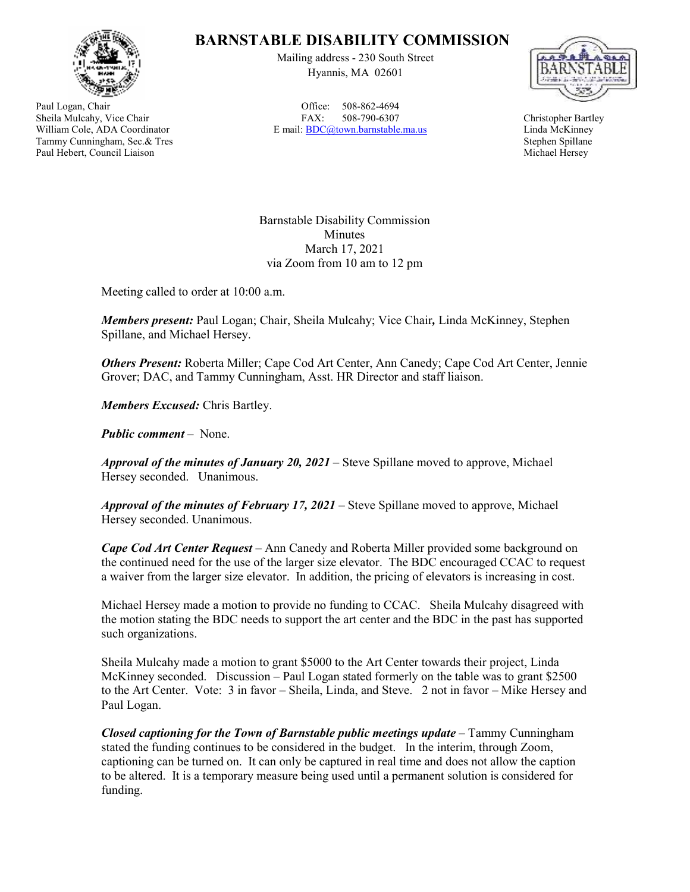# BARNSTABLE DISABILITY COMMISSION

Mailing address - 230 South Street
Hyannis, MA 02601

Office: 508-862-4694
FAX: 508-790-6307
E mail: BDC@town.barnstable.ma.us

Paul Logan, Chair
Sheila Mulcahy, Vice Chair
William Cole, ADA Coordinator
Tammy Cunningham, Sec.& Tres
Paul Hebert, Council Liaison

Christopher Bartley
Linda McKinney
Stephen Spillane
Michael Hersey

Barnstable Disability Commission
Minutes
March 17, 2021
via Zoom from 10 am to 12 pm

Meeting called to order at 10:00 a.m.

***Members present:*** Paul Logan; Chair, Sheila Mulcahy; Vice Chair**,** Linda McKinney, Stephen Spillane, and Michael Hersey.

***Others Present:*** Roberta Miller; Cape Cod Art Center, Ann Canedy; Cape Cod Art Center, Jennie Grover; DAC, and Tammy Cunningham, Asst. HR Director and staff liaison.

***Members Excused:*** Chris Bartley.

***Public comment*** – None.

***Approval of the minutes of January 20, 2021*** – Steve Spillane moved to approve, Michael Hersey seconded. Unanimous.

***Approval of the minutes of February 17, 2021*** – Steve Spillane moved to approve, Michael Hersey seconded. Unanimous.

***Cape Cod Art Center Request*** – Ann Canedy and Roberta Miller provided some background on the continued need for the use of the larger size elevator. The BDC encouraged CCAC to request a waiver from the larger size elevator. In addition, the pricing of elevators is increasing in cost.

Michael Hersey made a motion to provide no funding to CCAC. Sheila Mulcahy disagreed with the motion stating the BDC needs to support the art center and the BDC in the past has supported such organizations.

Sheila Mulcahy made a motion to grant $5000 to the Art Center towards their project, Linda McKinney seconded. Discussion – Paul Logan stated formerly on the table was to grant $2500 to the Art Center. Vote: 3 in favor – Sheila, Linda, and Steve. 2 not in favor – Mike Hersey and Paul Logan.

***Closed captioning for the Town of Barnstable public meetings update*** – Tammy Cunningham stated the funding continues to be considered in the budget. In the interim, through Zoom, captioning can be turned on. It can only be captured in real time and does not allow the caption to be altered. It is a temporary measure being used until a permanent solution is considered for funding.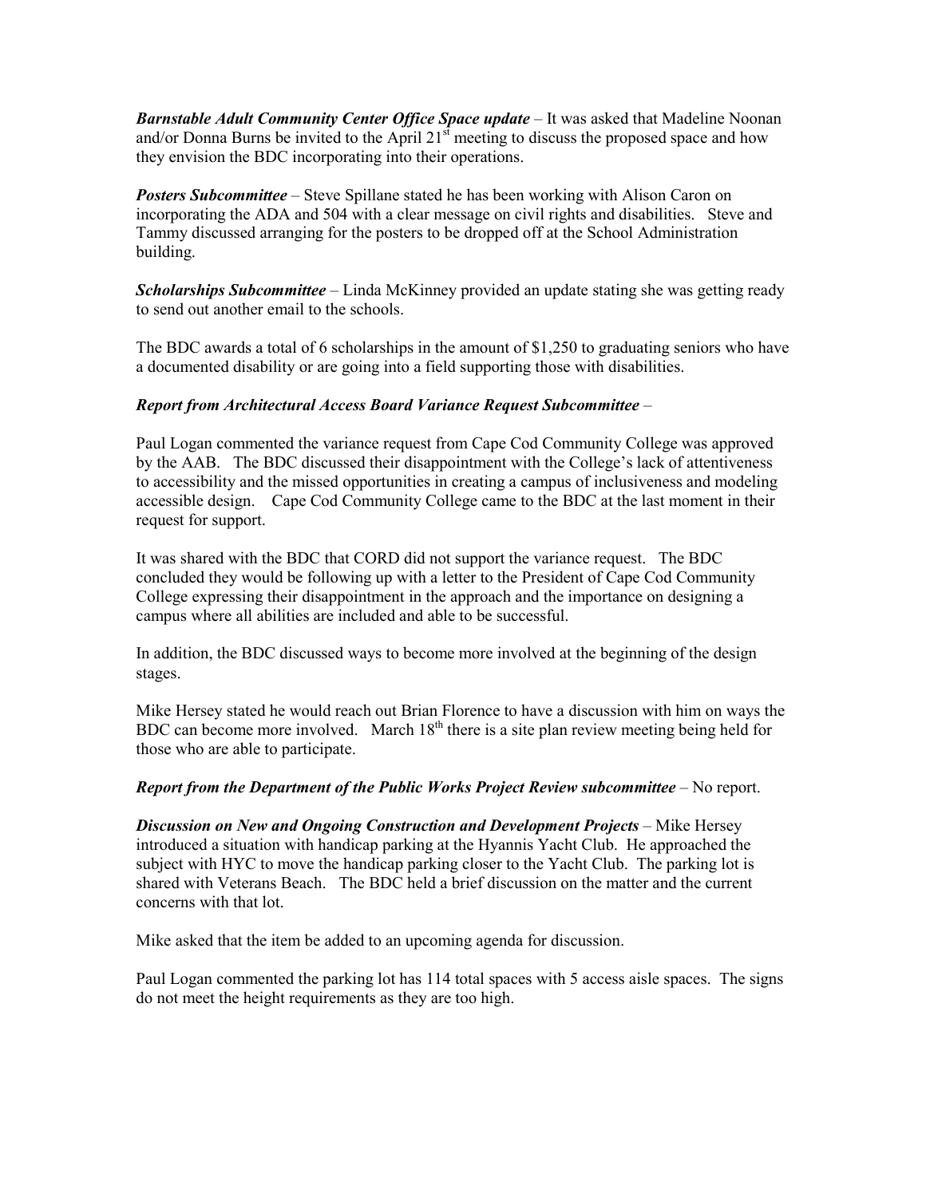***Barnstable Adult Community Center Office Space update*** – It was asked that Madeline Noonan and/or Donna Burns be invited to the April 21st meeting to discuss the proposed space and how they envision the BDC incorporating into their operations.

***Posters Subcommittee*** – Steve Spillane stated he has been working with Alison Caron on incorporating the ADA and 504 with a clear message on civil rights and disabilities. Steve and Tammy discussed arranging for the posters to be dropped off at the School Administration building.

***Scholarships Subcommittee*** – Linda McKinney provided an update stating she was getting ready to send out another email to the schools.

The BDC awards a total of 6 scholarships in the amount of $1,250 to graduating seniors who have a documented disability or are going into a field supporting those with disabilities.

***Report from Architectural Access Board Variance Request Subcommittee*** –

Paul Logan commented the variance request from Cape Cod Community College was approved by the AAB. The BDC discussed their disappointment with the College's lack of attentiveness to accessibility and the missed opportunities in creating a campus of inclusiveness and modeling accessible design. Cape Cod Community College came to the BDC at the last moment in their request for support.

It was shared with the BDC that CORD did not support the variance request. The BDC concluded they would be following up with a letter to the President of Cape Cod Community College expressing their disappointment in the approach and the importance on designing a campus where all abilities are included and able to be successful.

In addition, the BDC discussed ways to become more involved at the beginning of the design stages.

Mike Hersey stated he would reach out Brian Florence to have a discussion with him on ways the BDC can become more involved. March 18th there is a site plan review meeting being held for those who are able to participate.

***Report from the Department of the Public Works Project Review subcommittee*** – No report.

***Discussion on New and Ongoing Construction and Development Projects*** – Mike Hersey introduced a situation with handicap parking at the Hyannis Yacht Club. He approached the subject with HYC to move the handicap parking closer to the Yacht Club. The parking lot is shared with Veterans Beach. The BDC held a brief discussion on the matter and the current concerns with that lot.

Mike asked that the item be added to an upcoming agenda for discussion.

Paul Logan commented the parking lot has 114 total spaces with 5 access aisle spaces. The signs do not meet the height requirements as they are too high.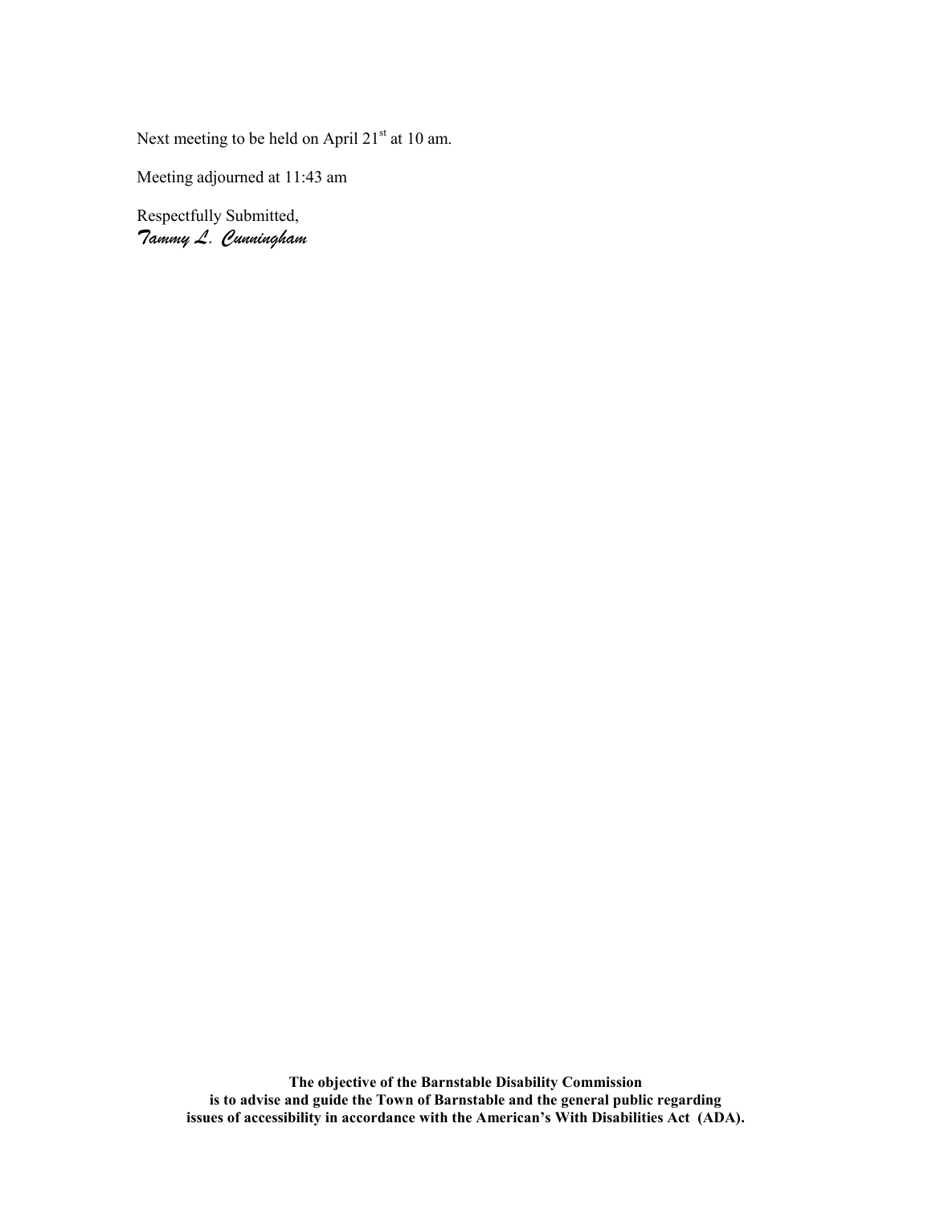Next meeting to be held on April 21st at 10 am.

Meeting adjourned at 11:43 am

Respectfully Submitted,
*Tammy L. Cunningham*

**The objective of the Barnstable Disability Commission is to advise and guide the Town of Barnstable and the general public regarding issues of accessibility in accordance with the American's With Disabilities Act (ADA).**